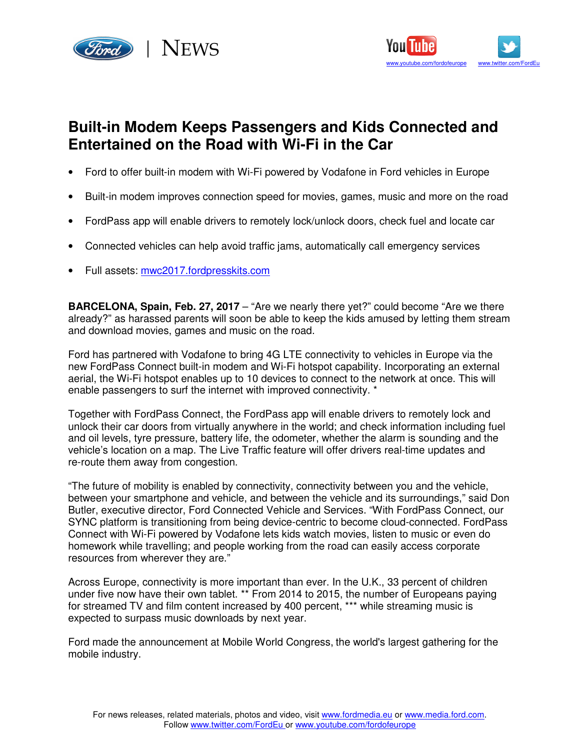# Built-in Modem Keeps Passengers and Kids Connected and Entertained on the Road with Wi-Fi in the Car

- Ford to offer built-in modem with Wi-Fi powered by Vodafone in Ford vehicles in Europe
- Built-in modem improves connection speed for movies, games, music and more on the road
- FordPass app will enable drivers to remotely lock/unlock doors, check fuel and locate car
- Connected vehicles can help avoid traffic jams, automatically call emergency services
- Full assets: mwc2017.fordpresskits.com

**BARCELONA, Spain, Feb. 27, 2017** – "Are we nearly there yet?" could become "Are we there already?" as harassed parents will soon be able to keep the kids amused by letting them stream and download movies, games and music on the road.

Ford has partnered with Vodafone to bring 4G LTE connectivity to vehicles in Europe via the new FordPass Connect built-in modem and Wi-Fi hotspot capability. Incorporating an external aerial, the Wi-Fi hotspot enables up to 10 devices to connect to the network at once. This will enable passengers to surf the internet with improved connectivity. *

Together with FordPass Connect, the FordPass app will enable drivers to remotely lock and unlock their car doors from virtually anywhere in the world; and check information including fuel and oil levels, tyre pressure, battery life, the odometer, whether the alarm is sounding and the vehicle's location on a map. The Live Traffic feature will offer drivers real-time updates and re-route them away from congestion.

"The future of mobility is enabled by connectivity, connectivity between you and the vehicle, between your smartphone and vehicle, and between the vehicle and its surroundings," said Don Butler, executive director, Ford Connected Vehicle and Services. "With FordPass Connect, our SYNC platform is transitioning from being device-centric to become cloud-connected. FordPass Connect with Wi-Fi powered by Vodafone lets kids watch movies, listen to music or even do homework while travelling; and people working from the road can easily access corporate resources from wherever they are."

Across Europe, connectivity is more important than ever. In the U.K., 33 percent of children under five now have their own tablet. ** From 2014 to 2015, the number of Europeans paying for streamed TV and film content increased by 400 percent, *** while streaming music is expected to surpass music downloads by next year.

Ford made the announcement at Mobile World Congress, the world's largest gathering for the mobile industry.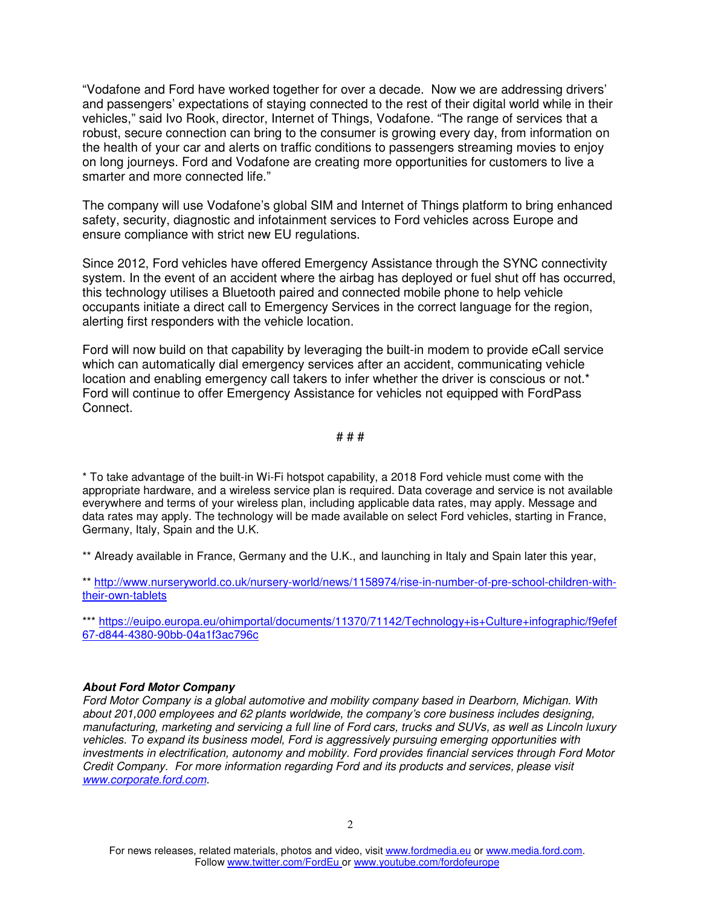"Vodafone and Ford have worked together for over a decade. Now we are addressing drivers' and passengers' expectations of staying connected to the rest of their digital world while in their vehicles," said Ivo Rook, director, Internet of Things, Vodafone. "The range of services that a robust, secure connection can bring to the consumer is growing every day, from information on the health of your car and alerts on traffic conditions to passengers streaming movies to enjoy on long journeys. Ford and Vodafone are creating more opportunities for customers to live a smarter and more connected life."

The company will use Vodafone's global SIM and Internet of Things platform to bring enhanced safety, security, diagnostic and infotainment services to Ford vehicles across Europe and ensure compliance with strict new EU regulations.

Since 2012, Ford vehicles have offered Emergency Assistance through the SYNC connectivity system. In the event of an accident where the airbag has deployed or fuel shut off has occurred, this technology utilises a Bluetooth paired and connected mobile phone to help vehicle occupants initiate a direct call to Emergency Services in the correct language for the region, alerting first responders with the vehicle location.

Ford will now build on that capability by leveraging the built-in modem to provide eCall service which can automatically dial emergency services after an accident, communicating vehicle location and enabling emergency call takers to infer whether the driver is conscious or not.* Ford will continue to offer Emergency Assistance for vehicles not equipped with FordPass Connect.

# # #

* To take advantage of the built-in Wi-Fi hotspot capability, a 2018 Ford vehicle must come with the appropriate hardware, and a wireless service plan is required. Data coverage and service is not available everywhere and terms of your wireless plan, including applicable data rates, may apply. Message and data rates may apply. The technology will be made available on select Ford vehicles, starting in France, Germany, Italy, Spain and the U.K.

** Already available in France, Germany and the U.K., and launching in Italy and Spain later this year,

** http://www.nurseryworld.co.uk/nursery-world/news/1158974/rise-in-number-of-pre-school-children-with-their-own-tablets

*** https://euipo.europa.eu/ohimportal/documents/11370/71142/Technology+is+Culture+infographic/f9efef67-d844-4380-90bb-04a1f3ac796c

***About Ford Motor Company***

*Ford Motor Company is a global automotive and mobility company based in Dearborn, Michigan. With about 201,000 employees and 62 plants worldwide, the company's core business includes designing, manufacturing, marketing and servicing a full line of Ford cars, trucks and SUVs, as well as Lincoln luxury vehicles. To expand its business model, Ford is aggressively pursuing emerging opportunities with investments in electrification, autonomy and mobility. Ford provides financial services through Ford Motor Credit Company. For more information regarding Ford and its products and services, please visit www.corporate.ford.com.*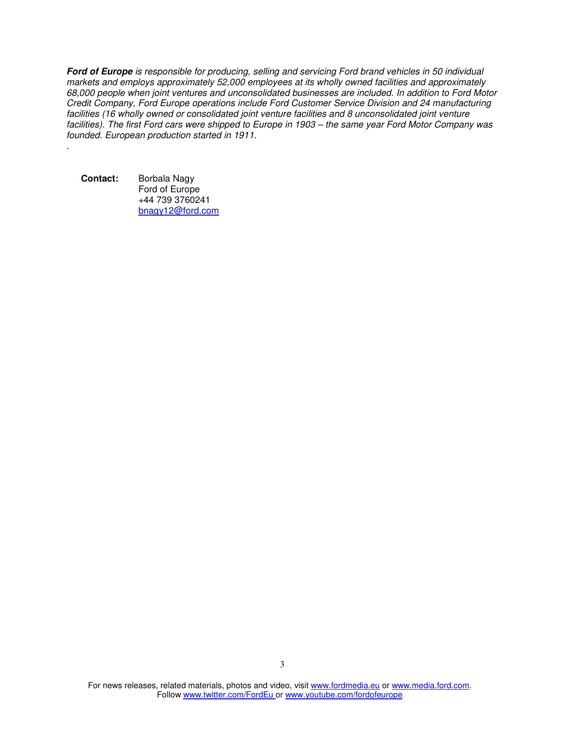***Ford of Europe*** *is responsible for producing, selling and servicing Ford brand vehicles in 50 individual markets and employs approximately 52,000 employees at its wholly owned facilities and approximately 68,000 people when joint ventures and unconsolidated businesses are included. In addition to Ford Motor Credit Company, Ford Europe operations include Ford Customer Service Division and 24 manufacturing facilities (16 wholly owned or consolidated joint venture facilities and 8 unconsolidated joint venture facilities). The first Ford cars were shipped to Europe in 1903 – the same year Ford Motor Company was founded. European production started in 1911.*

.

**Contact:** Borbala Nagy
Ford of Europe
+44 739 3760241
bnagy12@ford.com

For news releases, related materials, photos and video, visit www.fordmedia.eu or www.media.ford.com.
Follow www.twitter.com/FordEu or www.youtube.com/fordofeurope